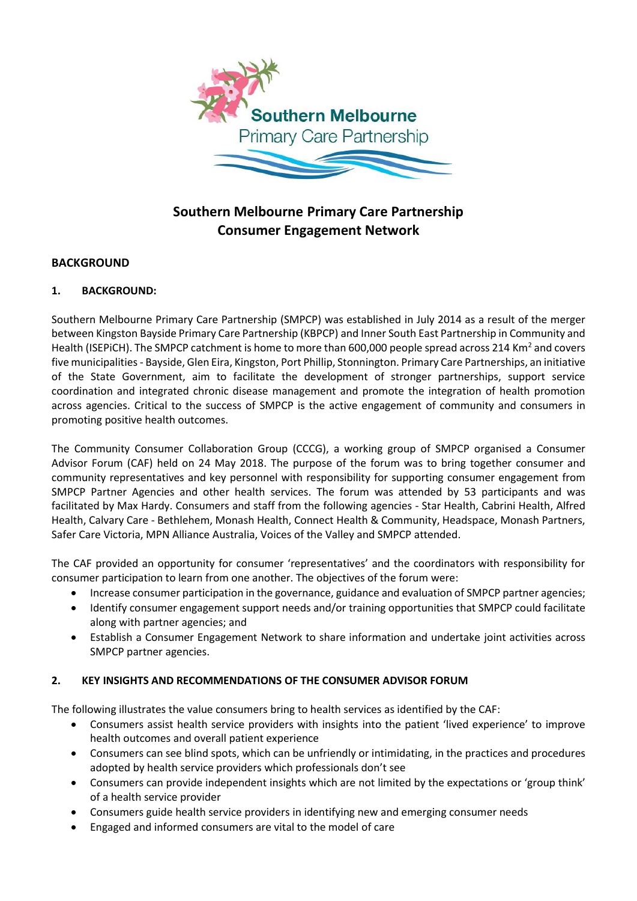Southern Melbourne
Primary Care Partnership

# Southern Melbourne Primary Care Partnership Consumer Engagement Network

## BACKGROUND

### 1. BACKGROUND:

Southern Melbourne Primary Care Partnership (SMPCP) was established in July 2014 as a result of the merger between Kingston Bayside Primary Care Partnership (KBPCP) and Inner South East Partnership in Community and Health (ISEPiCH). The SMPCP catchment is home to more than 600,000 people spread across 214 $Km^2$ and covers five municipalities - Bayside, Glen Eira, Kingston, Port Phillip, Stonnington. Primary Care Partnerships, an initiative of the State Government, aim to facilitate the development of stronger partnerships, support service coordination and integrated chronic disease management and promote the integration of health promotion across agencies. Critical to the success of SMPCP is the active engagement of community and consumers in promoting positive health outcomes.

The Community Consumer Collaboration Group (CCCG), a working group of SMPCP organised a Consumer Advisor Forum (CAF) held on 24 May 2018. The purpose of the forum was to bring together consumer and community representatives and key personnel with responsibility for supporting consumer engagement from SMPCP Partner Agencies and other health services. The forum was attended by 53 participants and was facilitated by Max Hardy. Consumers and staff from the following agencies - Star Health, Cabrini Health, Alfred Health, Calvary Care - Bethlehem, Monash Health, Connect Health & Community, Headspace, Monash Partners, Safer Care Victoria, MPN Alliance Australia, Voices of the Valley and SMPCP attended.

The CAF provided an opportunity for consumer 'representatives' and the coordinators with responsibility for consumer participation to learn from one another. The objectives of the forum were:

- Increase consumer participation in the governance, guidance and evaluation of SMPCP partner agencies;
- Identify consumer engagement support needs and/or training opportunities that SMPCP could facilitate along with partner agencies; and
- Establish a Consumer Engagement Network to share information and undertake joint activities across SMPCP partner agencies.

### 2. KEY INSIGHTS AND RECOMMENDATIONS OF THE CONSUMER ADVISOR FORUM

The following illustrates the value consumers bring to health services as identified by the CAF:

- Consumers assist health service providers with insights into the patient 'lived experience' to improve health outcomes and overall patient experience
- Consumers can see blind spots, which can be unfriendly or intimidating, in the practices and procedures adopted by health service providers which professionals don't see
- Consumers can provide independent insights which are not limited by the expectations or 'group think' of a health service provider
- Consumers guide health service providers in identifying new and emerging consumer needs
- Engaged and informed consumers are vital to the model of care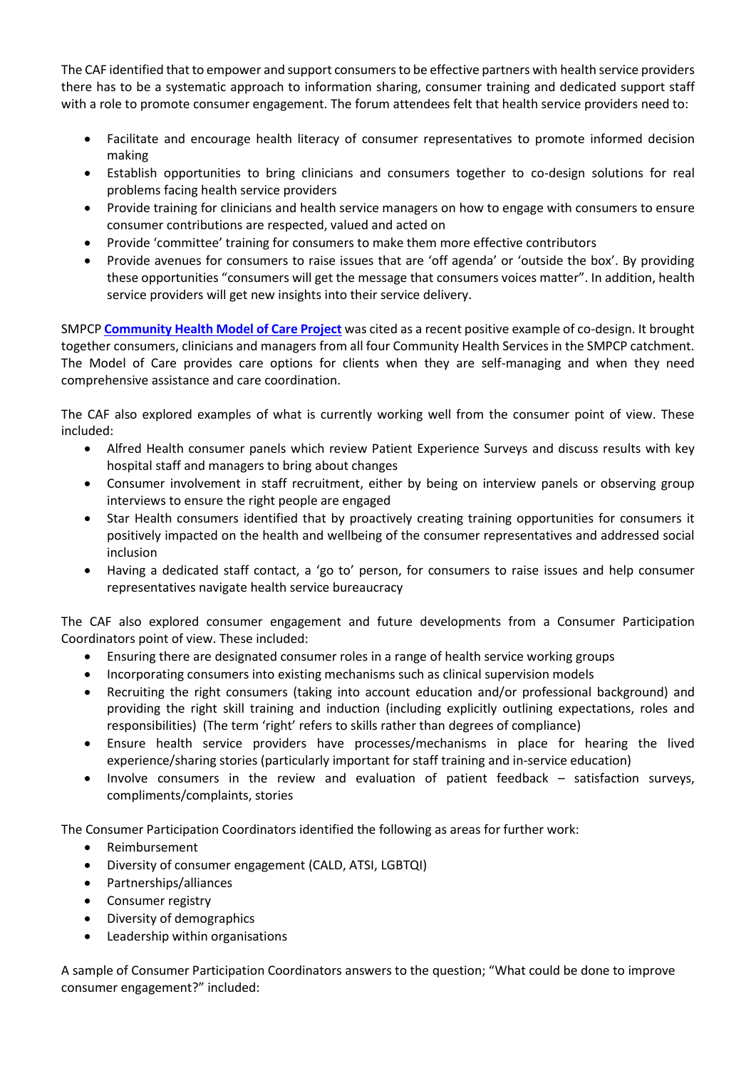The CAF identified that to empower and support consumers to be effective partners with health service providers there has to be a systematic approach to information sharing, consumer training and dedicated support staff with a role to promote consumer engagement. The forum attendees felt that health service providers need to:

- Facilitate and encourage health literacy of consumer representatives to promote informed decision making
- Establish opportunities to bring clinicians and consumers together to co-design solutions for real problems facing health service providers
- Provide training for clinicians and health service managers on how to engage with consumers to ensure consumer contributions are respected, valued and acted on
- Provide 'committee' training for consumers to make them more effective contributors
- Provide avenues for consumers to raise issues that are 'off agenda' or 'outside the box'. By providing these opportunities "consumers will get the message that consumers voices matter". In addition, health service providers will get new insights into their service delivery.

SMPCP **Community Health Model of Care Project** was cited as a recent positive example of co-design. It brought together consumers, clinicians and managers from all four Community Health Services in the SMPCP catchment. The Model of Care provides care options for clients when they are self-managing and when they need comprehensive assistance and care coordination.

The CAF also explored examples of what is currently working well from the consumer point of view. These included:

- Alfred Health consumer panels which review Patient Experience Surveys and discuss results with key hospital staff and managers to bring about changes
- Consumer involvement in staff recruitment, either by being on interview panels or observing group interviews to ensure the right people are engaged
- Star Health consumers identified that by proactively creating training opportunities for consumers it positively impacted on the health and wellbeing of the consumer representatives and addressed social inclusion
- Having a dedicated staff contact, a 'go to' person, for consumers to raise issues and help consumer representatives navigate health service bureaucracy

The CAF also explored consumer engagement and future developments from a Consumer Participation Coordinators point of view. These included:

- Ensuring there are designated consumer roles in a range of health service working groups
- Incorporating consumers into existing mechanisms such as clinical supervision models
- Recruiting the right consumers (taking into account education and/or professional background) and providing the right skill training and induction (including explicitly outlining expectations, roles and responsibilities) (The term 'right' refers to skills rather than degrees of compliance)
- Ensure health service providers have processes/mechanisms in place for hearing the lived experience/sharing stories (particularly important for staff training and in-service education)
- Involve consumers in the review and evaluation of patient feedback – satisfaction surveys, compliments/complaints, stories

The Consumer Participation Coordinators identified the following as areas for further work:

- Reimbursement
- Diversity of consumer engagement (CALD, ATSI, LGBTQI)
- Partnerships/alliances
- Consumer registry
- Diversity of demographics
- Leadership within organisations

A sample of Consumer Participation Coordinators answers to the question; "What could be done to improve consumer engagement?" included: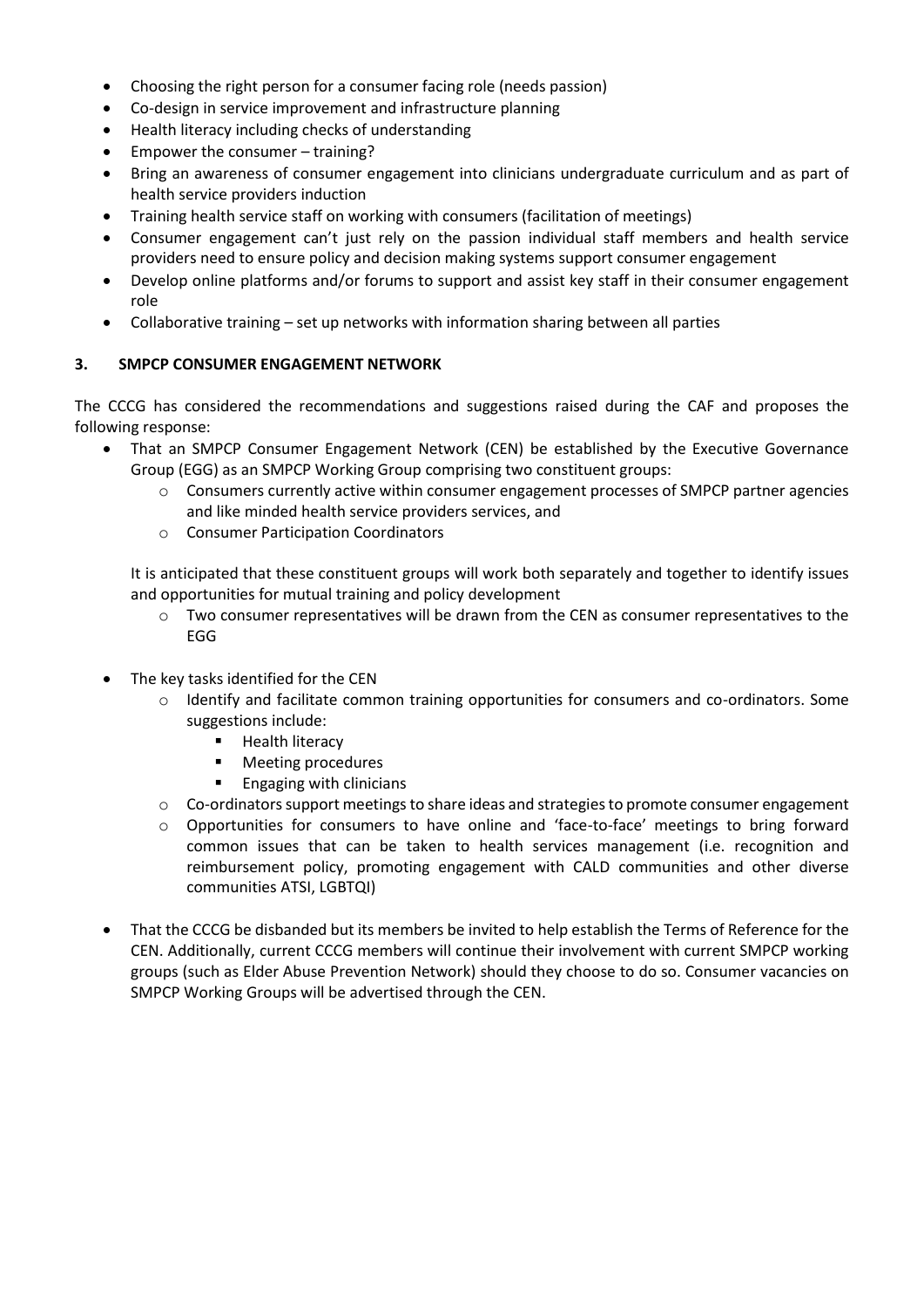- Choosing the right person for a consumer facing role (needs passion)
- Co-design in service improvement and infrastructure planning
- Health literacy including checks of understanding
- Empower the consumer – training?
- Bring an awareness of consumer engagement into clinicians undergraduate curriculum and as part of health service providers induction
- Training health service staff on working with consumers (facilitation of meetings)
- Consumer engagement can't just rely on the passion individual staff members and health service providers need to ensure policy and decision making systems support consumer engagement
- Develop online platforms and/or forums to support and assist key staff in their consumer engagement role
- Collaborative training – set up networks with information sharing between all parties

## 3. SMPCP CONSUMER ENGAGEMENT NETWORK

The CCCG has considered the recommendations and suggestions raised during the CAF and proposes the following response:

- That an SMPCP Consumer Engagement Network (CEN) be established by the Executive Governance Group (EGG) as an SMPCP Working Group comprising two constituent groups:
  - Consumers currently active within consumer engagement processes of SMPCP partner agencies and like minded health service providers services, and
  - Consumer Participation Coordinators

  It is anticipated that these constituent groups will work both separately and together to identify issues and opportunities for mutual training and policy development

  - Two consumer representatives will be drawn from the CEN as consumer representatives to the EGG

- The key tasks identified for the CEN
  - Identify and facilitate common training opportunities for consumers and co-ordinators. Some suggestions include:
    - Health literacy
    - Meeting procedures
    - Engaging with clinicians
  - Co-ordinators support meetings to share ideas and strategies to promote consumer engagement
  - Opportunities for consumers to have online and 'face-to-face' meetings to bring forward common issues that can be taken to health services management (i.e. recognition and reimbursement policy, promoting engagement with CALD communities and other diverse communities ATSI, LGBTQI)

- That the CCCG be disbanded but its members be invited to help establish the Terms of Reference for the CEN. Additionally, current CCCG members will continue their involvement with current SMPCP working groups (such as Elder Abuse Prevention Network) should they choose to do so. Consumer vacancies on SMPCP Working Groups will be advertised through the CEN.